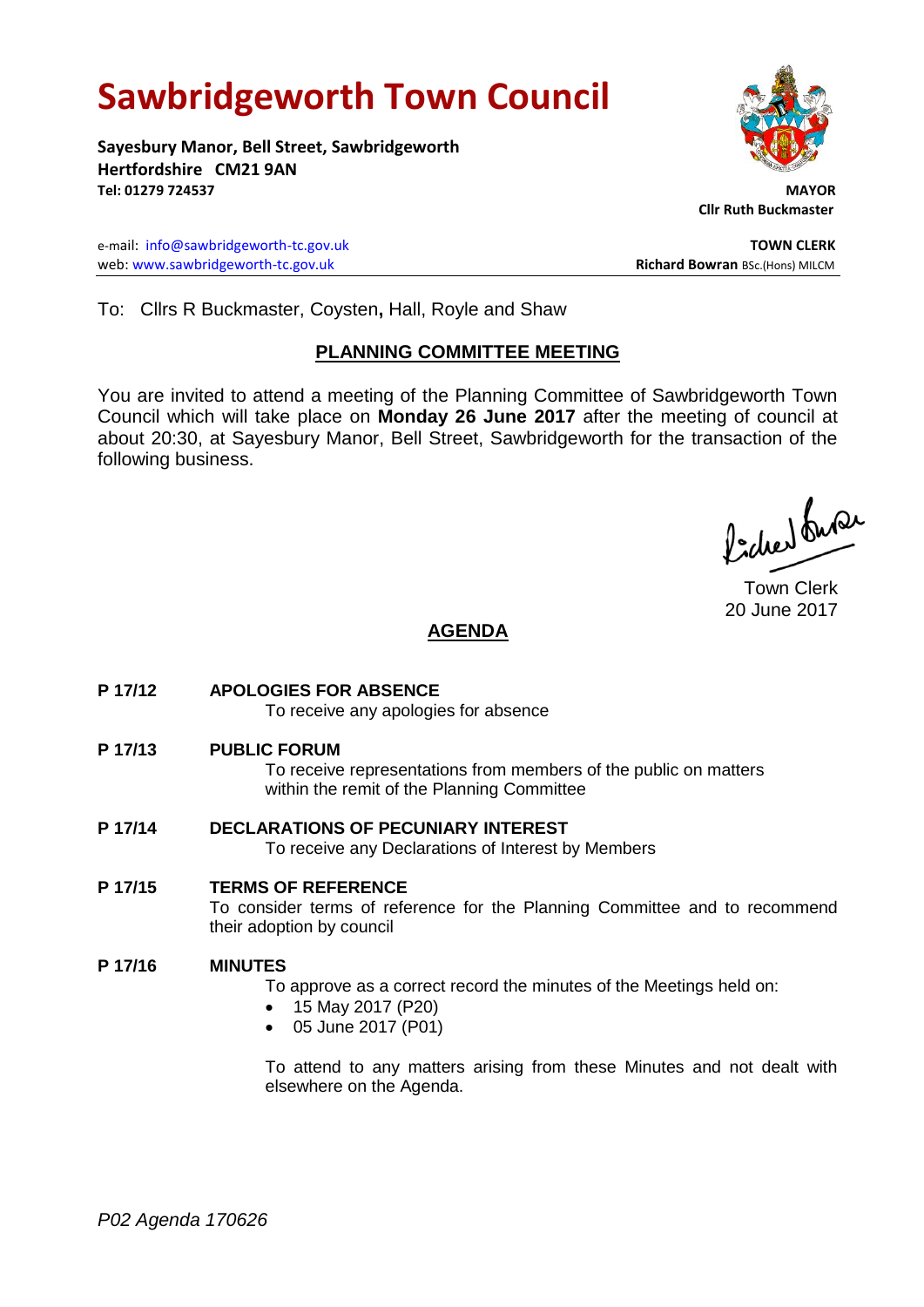# Sawbridgeworth Town Council

**Sayesbury Manor, Bell Street, Sawbridgeworth**
**Hertfordshire CM21 9AN**
**Tel: 01279 724537**

**MAYOR**
**Cllr Ruth Buckmaster**

e-mail: info@sawbridgeworth-tc.gov.uk
web: www.sawbridgeworth-tc.gov.uk

**TOWN CLERK**
**Richard Bowran** BSc.(Hons) MILCM

To: Cllrs R Buckmaster, Coysten**,** Hall, Royle and Shaw

## PLANNING COMMITTEE MEETING

You are invited to attend a meeting of the Planning Committee of Sawbridgeworth Town Council which will take place on **Monday 26 June 2017** after the meeting of council at about 20:30, at Sayesbury Manor, Bell Street, Sawbridgeworth for the transaction of the following business.

Town Clerk
20 June 2017

## AGENDA

**P 17/12 APOLOGIES FOR ABSENCE**

To receive any apologies for absence

**P 17/13 PUBLIC FORUM**

To receive representations from members of the public on matters within the remit of the Planning Committee

**P 17/14 DECLARATIONS OF PECUNIARY INTEREST**

To receive any Declarations of Interest by Members

**P 17/15 TERMS OF REFERENCE**

To consider terms of reference for the Planning Committee and to recommend their adoption by council

**P 17/16 MINUTES**

To approve as a correct record the minutes of the Meetings held on:

- 15 May 2017 (P20)
- 05 June 2017 (P01)

To attend to any matters arising from these Minutes and not dealt with elsewhere on the Agenda.

*P02 Agenda 170626*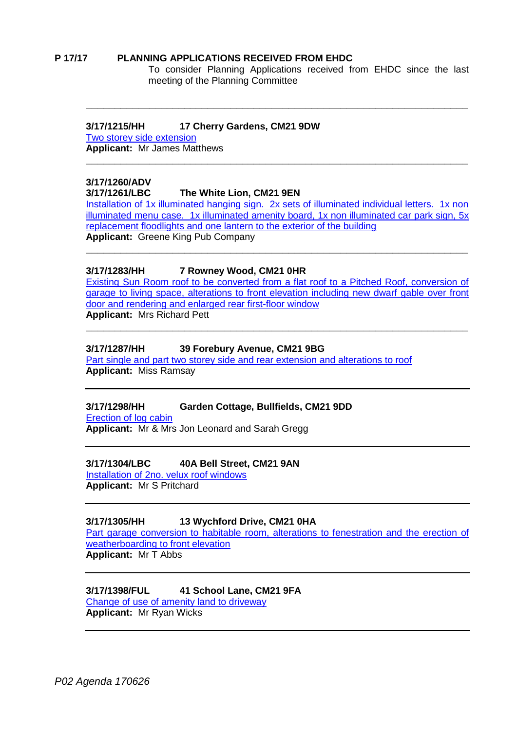**P 17/17 PLANNING APPLICATIONS RECEIVED FROM EHDC**

To consider Planning Applications received from EHDC since the last meeting of the Planning Committee

---

**3/17/1215/HH 17 Cherry Gardens, CM21 9DW**

Two storey side extension

**Applicant:** Mr James Matthews

---

**3/17/1260/ADV**
**3/17/1261/LBC The White Lion, CM21 9EN**

Installation of 1x illuminated hanging sign. 2x sets of illuminated individual letters. 1x non illuminated menu case. 1x illuminated amenity board, 1x non illuminated car park sign, 5x replacement floodlights and one lantern to the exterior of the building

**Applicant:** Greene King Pub Company

---

**3/17/1283/HH 7 Rowney Wood, CM21 0HR**

Existing Sun Room roof to be converted from a flat roof to a Pitched Roof, conversion of garage to living space, alterations to front elevation including new dwarf gable over front door and rendering and enlarged rear first-floor window

**Applicant:** Mrs Richard Pett

---

**3/17/1287/HH 39 Forebury Avenue, CM21 9BG**

Part single and part two storey side and rear extension and alterations to roof

**Applicant:** Miss Ramsay

---

**3/17/1298/HH Garden Cottage, Bullfields, CM21 9DD**

Erection of log cabin

**Applicant:** Mr & Mrs Jon Leonard and Sarah Gregg

---

**3/17/1304/LBC 40A Bell Street, CM21 9AN**

Installation of 2no. velux roof windows

**Applicant:** Mr S Pritchard

---

**3/17/1305/HH 13 Wychford Drive, CM21 0HA**

Part garage conversion to habitable room, alterations to fenestration and the erection of weatherboarding to front elevation

**Applicant:** Mr T Abbs

---

**3/17/1398/FUL 41 School Lane, CM21 9FA**

Change of use of amenity land to driveway

**Applicant:** Mr Ryan Wicks

---

*P02 Agenda 170626*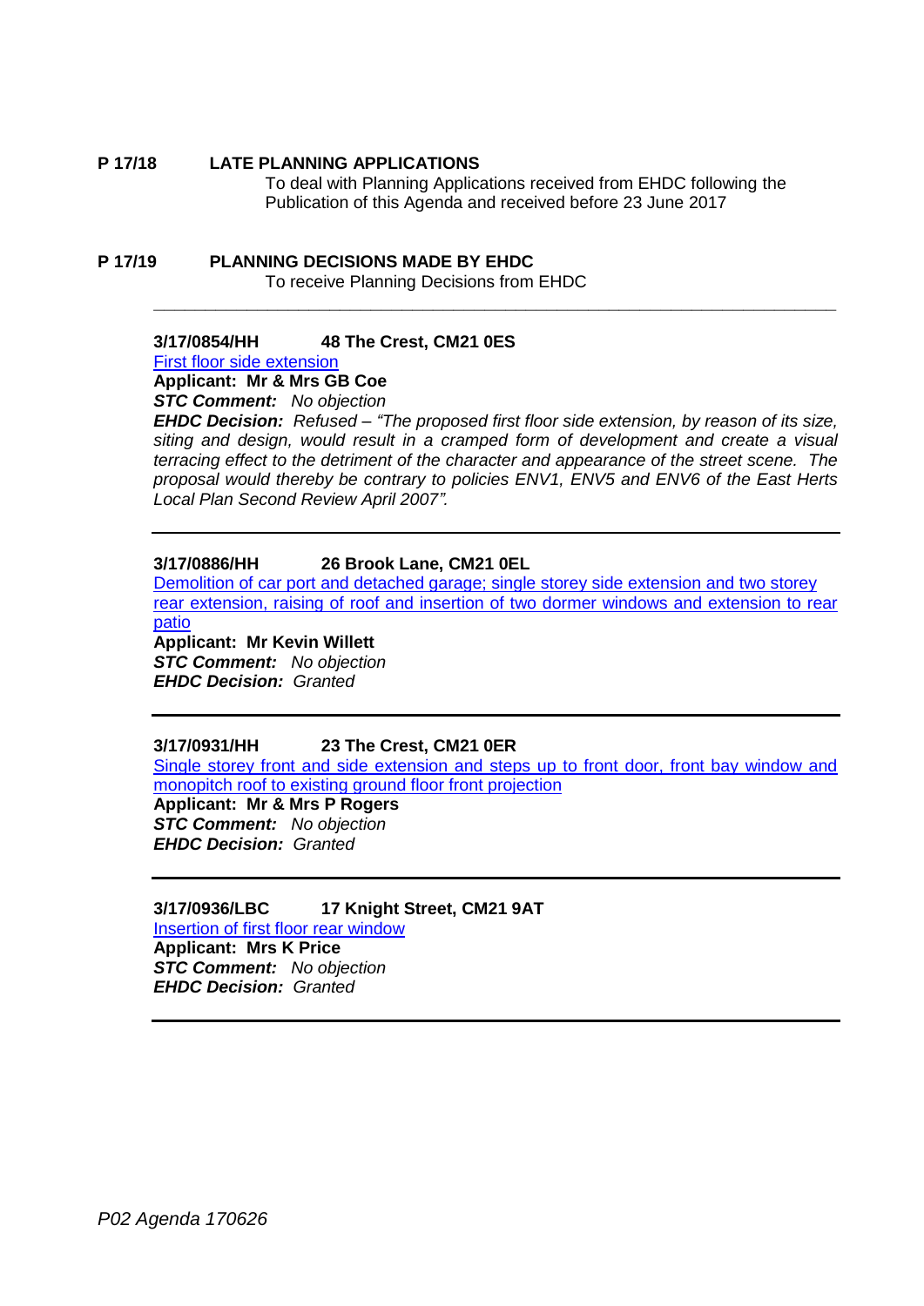**P 17/18 LATE PLANNING APPLICATIONS**

To deal with Planning Applications received from EHDC following the Publication of this Agenda and received before 23 June 2017

**P 17/19 PLANNING DECISIONS MADE BY EHDC**

To receive Planning Decisions from EHDC

---

**3/17/0854/HH 48 The Crest, CM21 0ES**

First floor side extension

**Applicant: Mr & Mrs GB Coe**

***STC Comment:*** *No objection*

***EHDC Decision:*** *Refused – "The proposed first floor side extension, by reason of its size, siting and design, would result in a cramped form of development and create a visual terracing effect to the detriment of the character and appearance of the street scene. The proposal would thereby be contrary to policies ENV1, ENV5 and ENV6 of the East Herts Local Plan Second Review April 2007".*

---

**3/17/0886/HH 26 Brook Lane, CM21 0EL**

Demolition of car port and detached garage; single storey side extension and two storey rear extension, raising of roof and insertion of two dormer windows and extension to rear patio

**Applicant: Mr Kevin Willett**

***STC Comment:*** *No objection*

***EHDC Decision:*** *Granted*

---

**3/17/0931/HH 23 The Crest, CM21 0ER**

Single storey front and side extension and steps up to front door, front bay window and monopitch roof to existing ground floor front projection

**Applicant: Mr & Mrs P Rogers**

***STC Comment:*** *No objection*

***EHDC Decision:*** *Granted*

---

**3/17/0936/LBC 17 Knight Street, CM21 9AT**

Insertion of first floor rear window

**Applicant: Mrs K Price**

***STC Comment:*** *No objection*

***EHDC Decision:*** *Granted*

---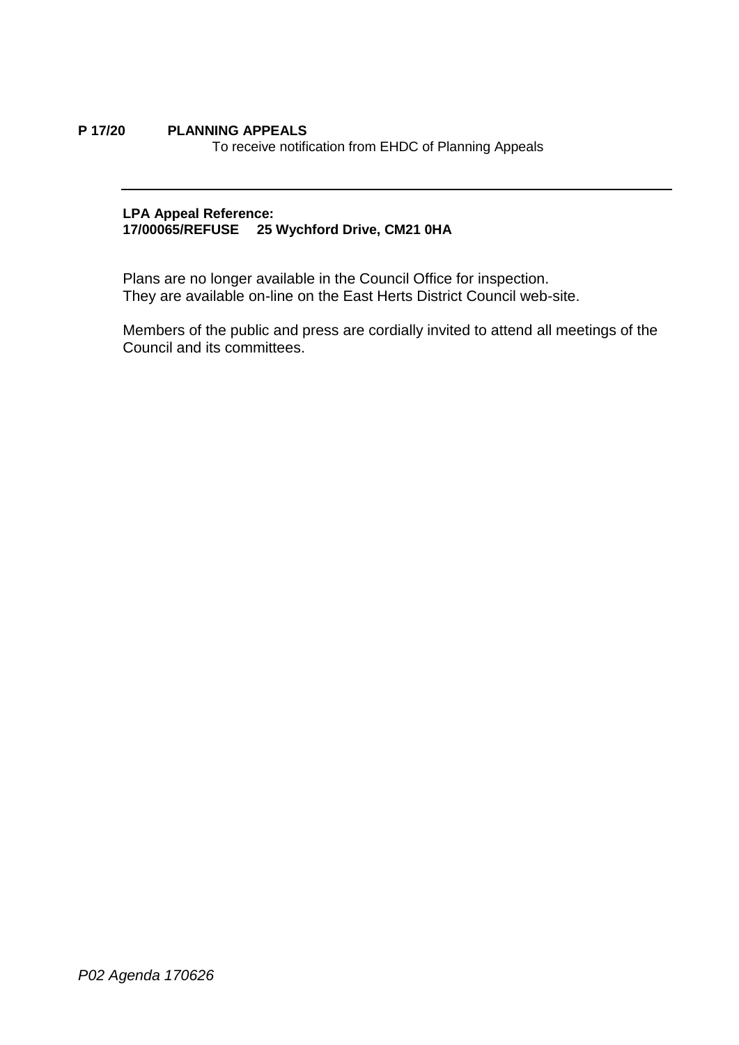**P 17/20 PLANNING APPEALS**

To receive notification from EHDC of Planning Appeals

---

**LPA Appeal Reference:**
**17/00065/REFUSE 25 Wychford Drive, CM21 0HA**

Plans are no longer available in the Council Office for inspection.
They are available on-line on the East Herts District Council web-site.

Members of the public and press are cordially invited to attend all meetings of the Council and its committees.

*P02 Agenda 170626*